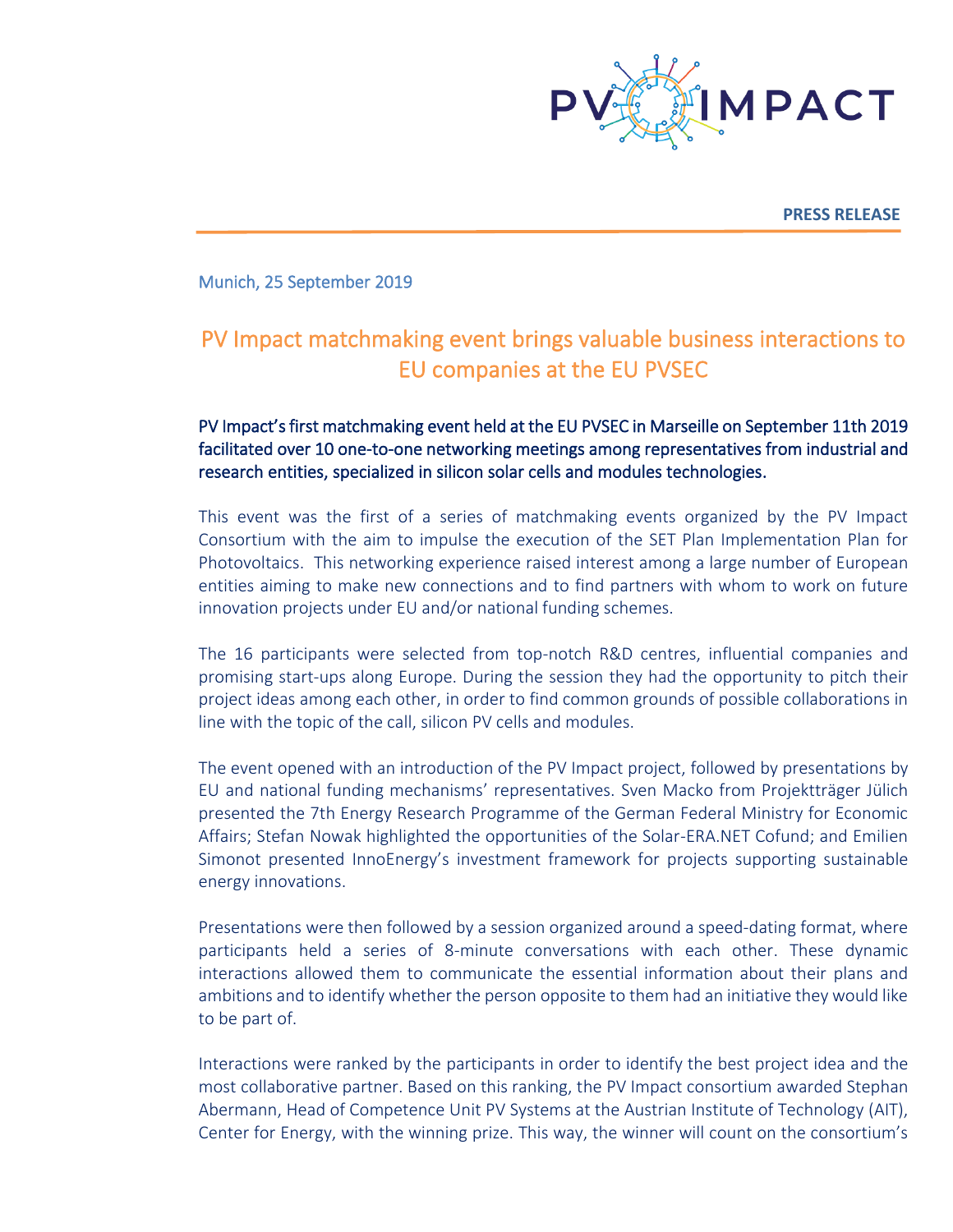**PRESS RELEASE**

Munich, 25 September 2019

# PV Impact matchmaking event brings valuable business interactions to EU companies at the EU PVSEC

**PV Impact's first matchmaking event held at the EU PVSEC in Marseille on September 11th 2019 facilitated over 10 one-to-one networking meetings among representatives from industrial and research entities, specialized in silicon solar cells and modules technologies.**

This event was the first of a series of matchmaking events organized by the PV Impact Consortium with the aim to impulse the execution of the SET Plan Implementation Plan for Photovoltaics. This networking experience raised interest among a large number of European entities aiming to make new connections and to find partners with whom to work on future innovation projects under EU and/or national funding schemes.

The 16 participants were selected from top-notch R&D centres, influential companies and promising start-ups along Europe. During the session they had the opportunity to pitch their project ideas among each other, in order to find common grounds of possible collaborations in line with the topic of the call, silicon PV cells and modules.

The event opened with an introduction of the PV Impact project, followed by presentations by EU and national funding mechanisms' representatives. Sven Macko from Projektträger Jülich presented the 7th Energy Research Programme of the German Federal Ministry for Economic Affairs; Stefan Nowak highlighted the opportunities of the Solar-ERA.NET Cofund; and Emilien Simonot presented InnoEnergy's investment framework for projects supporting sustainable energy innovations.

Presentations were then followed by a session organized around a speed-dating format, where participants held a series of 8-minute conversations with each other. These dynamic interactions allowed them to communicate the essential information about their plans and ambitions and to identify whether the person opposite to them had an initiative they would like to be part of.

Interactions were ranked by the participants in order to identify the best project idea and the most collaborative partner. Based on this ranking, the PV Impact consortium awarded Stephan Abermann, Head of Competence Unit PV Systems at the Austrian Institute of Technology (AIT), Center for Energy, with the winning prize. This way, the winner will count on the consortium's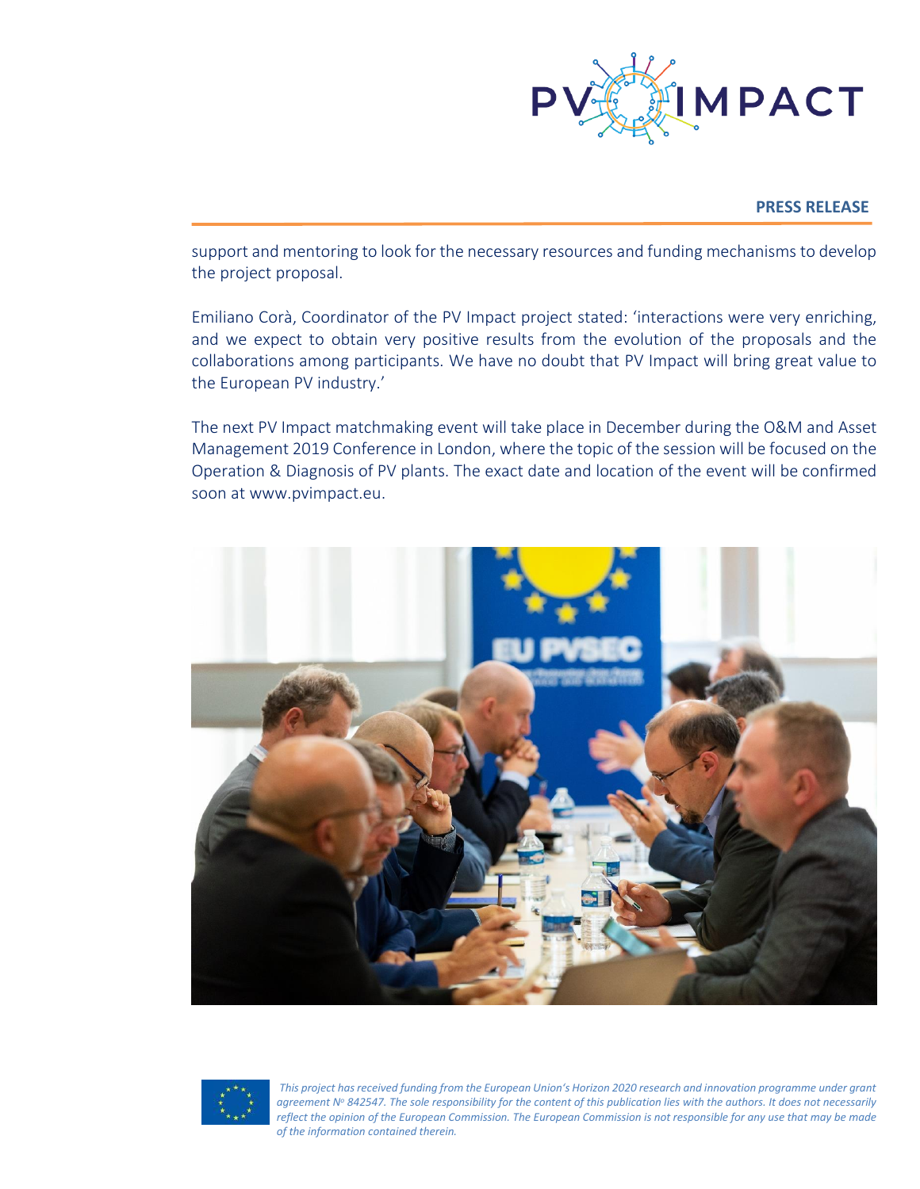support and mentoring to look for the necessary resources and funding mechanisms to develop the project proposal.

Emiliano Corà, Coordinator of the PV Impact project stated: 'interactions were very enriching, and we expect to obtain very positive results from the evolution of the proposals and the collaborations among participants. We have no doubt that PV Impact will bring great value to the European PV industry.'

The next PV Impact matchmaking event will take place in December during the O&M and Asset Management 2019 Conference in London, where the topic of the session will be focused on the Operation & Diagnosis of PV plants. The exact date and location of the event will be confirmed soon at www.pvimpact.eu.

*This project has received funding from the European Union's Horizon 2020 research and innovation programme under grant agreement Nº 842547. The sole responsibility for the content of this publication lies with the authors. It does not necessarily reflect the opinion of the European Commission. The European Commission is not responsible for any use that may be made of the information contained therein.*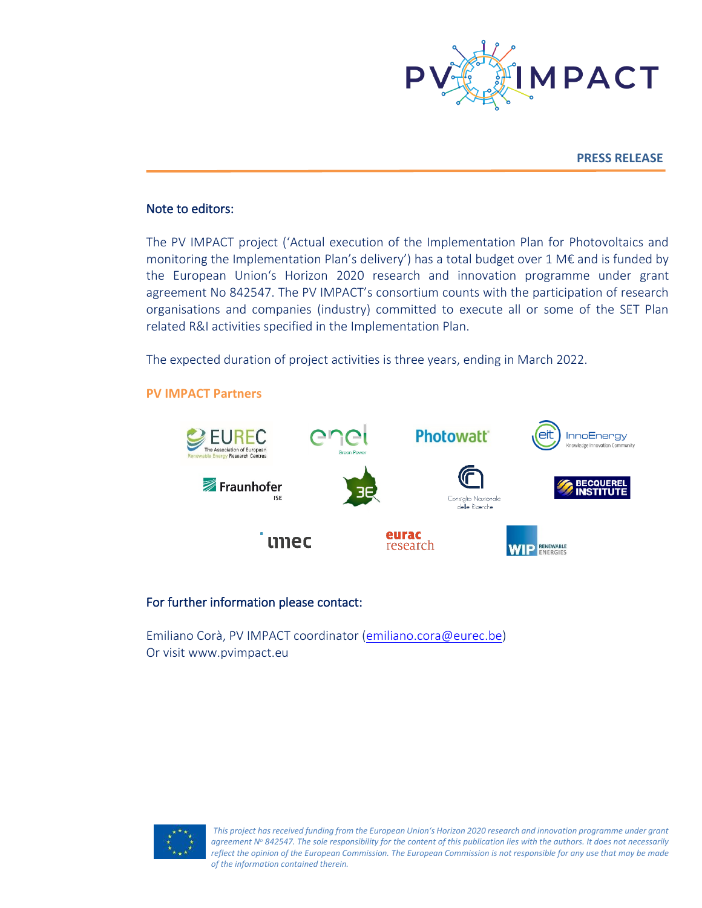**PRESS RELEASE**

## Note to editors:

The PV IMPACT project ('Actual execution of the Implementation Plan for Photovoltaics and monitoring the Implementation Plan's delivery') has a total budget over 1 M€ and is funded by the European Union's Horizon 2020 research and innovation programme under grant agreement No 842547. The PV IMPACT's consortium counts with the participation of research organisations and companies (industry) committed to execute all or some of the SET Plan related R&I activities specified in the Implementation Plan.

The expected duration of project activities is three years, ending in March 2022.

### PV IMPACT Partners

EUREC The Association of European Renewable Energy Research Centres
enel Green Power
Photowatt
eit InnoEnergy Knowledge Innovation Community
Fraunhofer ISE
3E
Consiglio Nazionale delle Ricerche
BECQUEREL INSTITUTE
imec
eurac research
WIP RENEWABLE ENERGIES

## For further information please contact:

Emiliano Corà, PV IMPACT coordinator (emiliano.cora@eurec.be)
Or visit www.pvimpact.eu

*This project has received funding from the European Union's Horizon 2020 research and innovation programme under grant agreement No 842547. The sole responsibility for the content of this publication lies with the authors. It does not necessarily reflect the opinion of the European Commission. The European Commission is not responsible for any use that may be made of the information contained therein.*